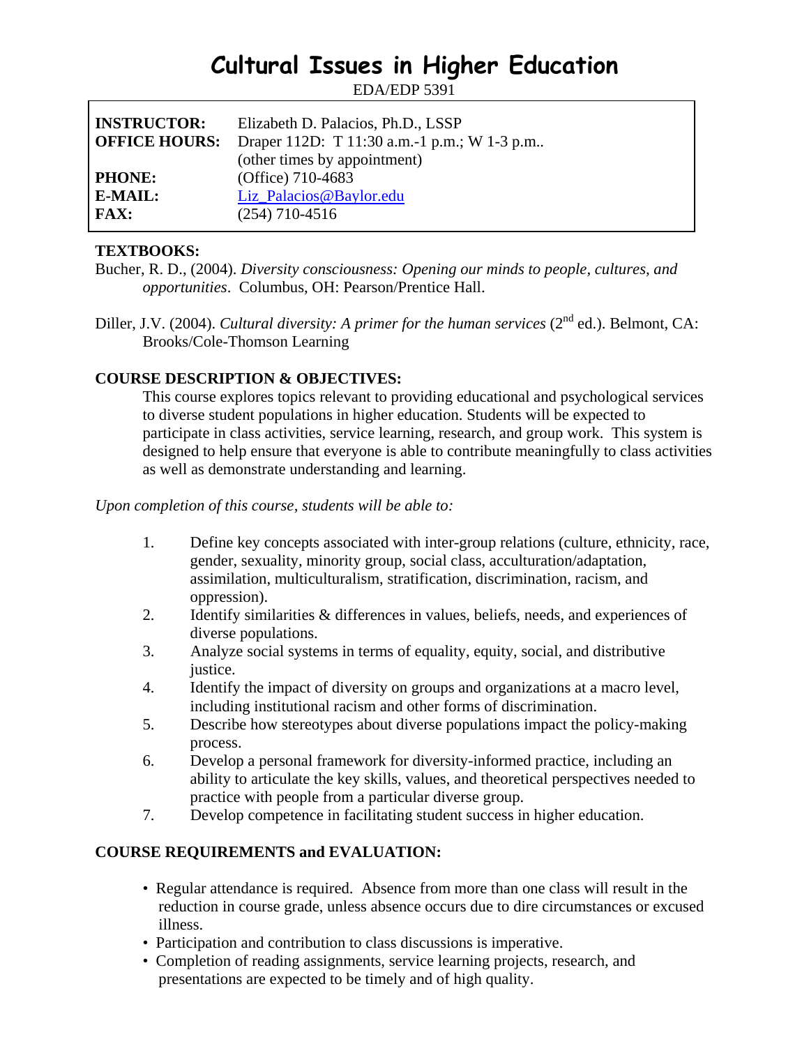# Cultural Issues in Higher Education

EDA/EDP 5391

| | |
|---|---|
| **INSTRUCTOR:** | Elizabeth D. Palacios, Ph.D., LSSP |
| **OFFICE HOURS:** | Draper 112D: T 11:30 a.m.-1 p.m.; W 1-3 p.m.. (other times by appointment) |
| **PHONE:** | (Office) 710-4683 |
| **E-MAIL:** | Liz_Palacios@Baylor.edu |
| **FAX:** | (254) 710-4516 |

**TEXTBOOKS:**

Bucher, R. D., (2004). *Diversity consciousness: Opening our minds to people, cultures, and opportunities*. Columbus, OH: Pearson/Prentice Hall.

Diller, J.V. (2004). *Cultural diversity: A primer for the human services* (2nd ed.). Belmont, CA: Brooks/Cole-Thomson Learning

**COURSE DESCRIPTION & OBJECTIVES:**

This course explores topics relevant to providing educational and psychological services to diverse student populations in higher education. Students will be expected to participate in class activities, service learning, research, and group work. This system is designed to help ensure that everyone is able to contribute meaningfully to class activities as well as demonstrate understanding and learning.

*Upon completion of this course, students will be able to:*

1. Define key concepts associated with inter-group relations (culture, ethnicity, race, gender, sexuality, minority group, social class, acculturation/adaptation, assimilation, multiculturalism, stratification, discrimination, racism, and oppression).
2. Identify similarities & differences in values, beliefs, needs, and experiences of diverse populations.
3. Analyze social systems in terms of equality, equity, social, and distributive justice.
4. Identify the impact of diversity on groups and organizations at a macro level, including institutional racism and other forms of discrimination.
5. Describe how stereotypes about diverse populations impact the policy-making process.
6. Develop a personal framework for diversity-informed practice, including an ability to articulate the key skills, values, and theoretical perspectives needed to practice with people from a particular diverse group.
7. Develop competence in facilitating student success in higher education.

**COURSE REQUIREMENTS and EVALUATION:**

- Regular attendance is required. Absence from more than one class will result in the reduction in course grade, unless absence occurs due to dire circumstances or excused illness.
- Participation and contribution to class discussions is imperative.
- Completion of reading assignments, service learning projects, research, and presentations are expected to be timely and of high quality.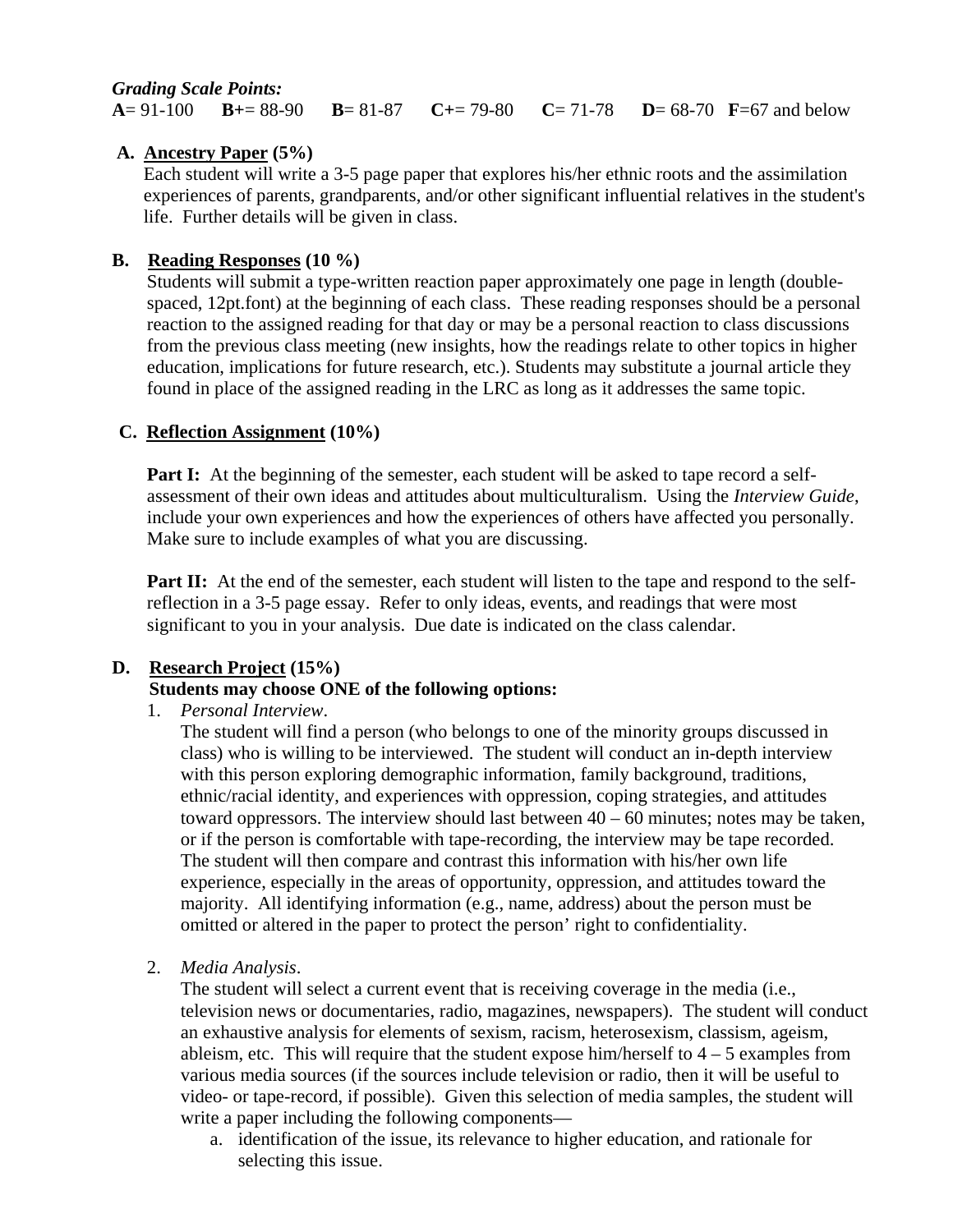***Grading Scale Points:***

**A**= 91-100 **B+**= 88-90 **B**= 81-87 **C+**= 79-80 **C**= 71-78 **D**= 68-70 **F**=67 and below

**A. Ancestry Paper (5%)**

Each student will write a 3-5 page paper that explores his/her ethnic roots and the assimilation experiences of parents, grandparents, and/or other significant influential relatives in the student's life. Further details will be given in class.

**B. Reading Responses (10 %)**

Students will submit a type-written reaction paper approximately one page in length (double-spaced, 12pt.font) at the beginning of each class. These reading responses should be a personal reaction to the assigned reading for that day or may be a personal reaction to class discussions from the previous class meeting (new insights, how the readings relate to other topics in higher education, implications for future research, etc.). Students may substitute a journal article they found in place of the assigned reading in the LRC as long as it addresses the same topic.

**C. Reflection Assignment (10%)**

**Part I:** At the beginning of the semester, each student will be asked to tape record a self-assessment of their own ideas and attitudes about multiculturalism. Using the *Interview Guide*, include your own experiences and how the experiences of others have affected you personally. Make sure to include examples of what you are discussing.

**Part II:** At the end of the semester, each student will listen to the tape and respond to the self-reflection in a 3-5 page essay. Refer to only ideas, events, and readings that were most significant to you in your analysis. Due date is indicated on the class calendar.

**D. Research Project (15%)**

**Students may choose ONE of the following options:**

1. *Personal Interview*.
   The student will find a person (who belongs to one of the minority groups discussed in class) who is willing to be interviewed. The student will conduct an in-depth interview with this person exploring demographic information, family background, traditions, ethnic/racial identity, and experiences with oppression, coping strategies, and attitudes toward oppressors. The interview should last between 40 – 60 minutes; notes may be taken, or if the person is comfortable with tape-recording, the interview may be tape recorded. The student will then compare and contrast this information with his/her own life experience, especially in the areas of opportunity, oppression, and attitudes toward the majority. All identifying information (e.g., name, address) about the person must be omitted or altered in the paper to protect the person' right to confidentiality.

2. *Media Analysis*.
   The student will select a current event that is receiving coverage in the media (i.e., television news or documentaries, radio, magazines, newspapers). The student will conduct an exhaustive analysis for elements of sexism, racism, heterosexism, classism, ageism, ableism, etc. This will require that the student expose him/herself to 4 – 5 examples from various media sources (if the sources include television or radio, then it will be useful to video- or tape-record, if possible). Given this selection of media samples, the student will write a paper including the following components—
   a. identification of the issue, its relevance to higher education, and rationale for selecting this issue.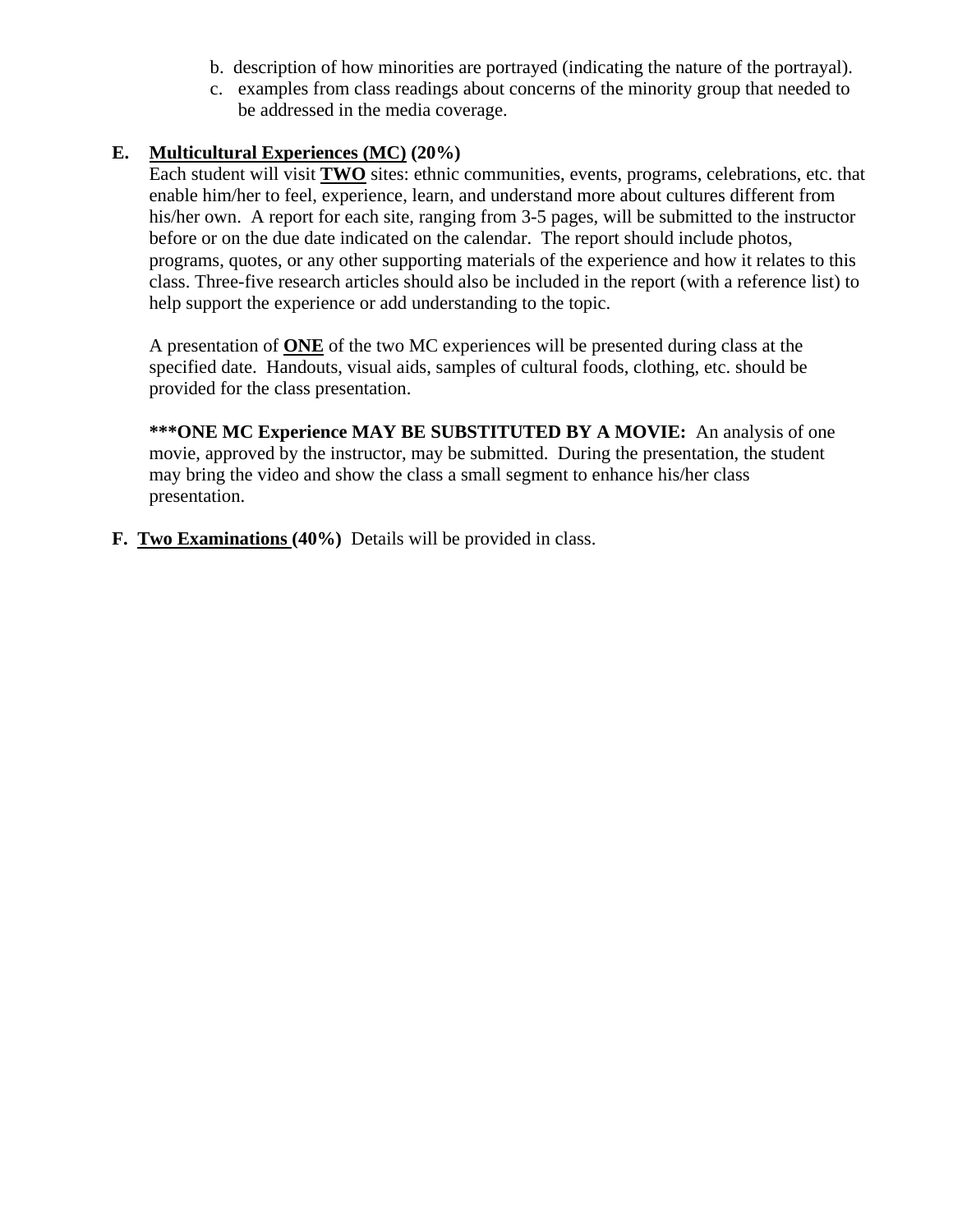b. description of how minorities are portrayed (indicating the nature of the portrayal).
   c. examples from class readings about concerns of the minority group that needed to be addressed in the media coverage.

**E. Multicultural Experiences (MC) (20%)**

Each student will visit **TWO** sites: ethnic communities, events, programs, celebrations, etc. that enable him/her to feel, experience, learn, and understand more about cultures different from his/her own. A report for each site, ranging from 3-5 pages, will be submitted to the instructor before or on the due date indicated on the calendar. The report should include photos, programs, quotes, or any other supporting materials of the experience and how it relates to this class. Three-five research articles should also be included in the report (with a reference list) to help support the experience or add understanding to the topic.

A presentation of **ONE** of the two MC experiences will be presented during class at the specified date. Handouts, visual aids, samples of cultural foods, clothing, etc. should be provided for the class presentation.

**\*\*\*ONE MC Experience MAY BE SUBSTITUTED BY A MOVIE:** An analysis of one movie, approved by the instructor, may be submitted. During the presentation, the student may bring the video and show the class a small segment to enhance his/her class presentation.

**F. Two Examinations (40%)** Details will be provided in class.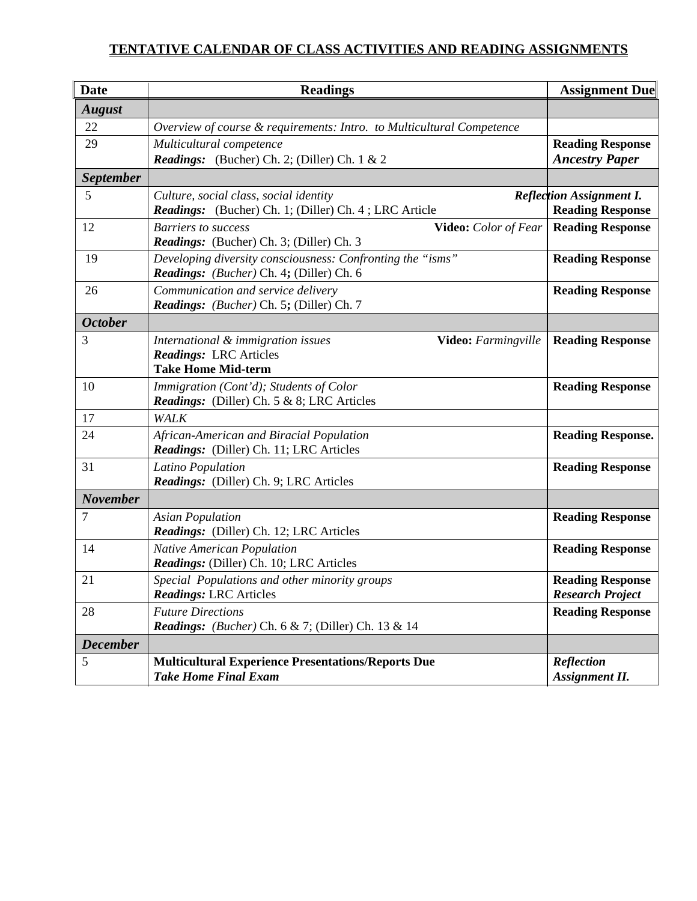## TENTATIVE CALENDAR OF CLASS ACTIVITIES AND READING ASSIGNMENTS

| Date | Readings | Assignment Due |
|---|---|---|
| ***August*** | | |
| 22 | *Overview of course & requirements: Intro. to Multicultural Competence* | |
| 29 | *Multicultural competence*<br>***Readings:*** (Bucher) Ch. 2; (Diller) Ch. 1 & 2 | **Reading Response**<br>***Ancestry Paper*** |
| ***September*** | | |
| 5 | *Culture, social class, social identity*<br>***Readings:*** (Bucher) Ch. 1; (Diller) Ch. 4 ; LRC Article | ***Reflection Assignment I.***<br>**Reading Response** |
| 12 | *Barriers to success* **Video:** *Color of Fear*<br>***Readings:*** (Bucher) Ch. 3; (Diller) Ch. 3 | **Reading Response** |
| 19 | *Developing diversity consciousness: Confronting the "isms"*<br>***Readings:*** *(Bucher)* Ch. 4**;** (Diller) Ch. 6 | **Reading Response** |
| 26 | *Communication and service delivery*<br>***Readings:*** *(Bucher)* Ch. 5**;** (Diller) Ch. 7 | **Reading Response** |
| ***October*** | | |
| 3 | *International & immigration issues* **Video:** *Farmingville*<br>***Readings:*** LRC Articles<br>**Take Home Mid-term** | **Reading Response** |
| 10 | *Immigration (Cont'd); Students of Color*<br>***Readings:*** (Diller) Ch. 5 & 8; LRC Articles | **Reading Response** |
| 17 | *WALK* | |
| 24 | *African-American and Biracial Population*<br>***Readings:*** (Diller) Ch. 11; LRC Articles | **Reading Response.** |
| 31 | *Latino Population*<br>***Readings:*** (Diller) Ch. 9; LRC Articles | **Reading Response** |
| ***November*** | | |
| 7 | *Asian Population*<br>***Readings:*** (Diller) Ch. 12; LRC Articles | **Reading Response** |
| 14 | *Native American Population*<br>***Readings:*** (Diller) Ch. 10; LRC Articles | **Reading Response** |
| 21 | *Special Populations and other minority groups*<br>***Readings:*** LRC Articles | **Reading Response**<br>***Research Project*** |
| 28 | *Future Directions*<br>***Readings:*** *(Bucher)* Ch. 6 & 7; (Diller) Ch. 13 & 14 | **Reading Response** |
| ***December*** | | |
| 5 | **Multicultural Experience Presentations/Reports Due**<br>***Take Home Final Exam*** | ***Reflection Assignment II.*** |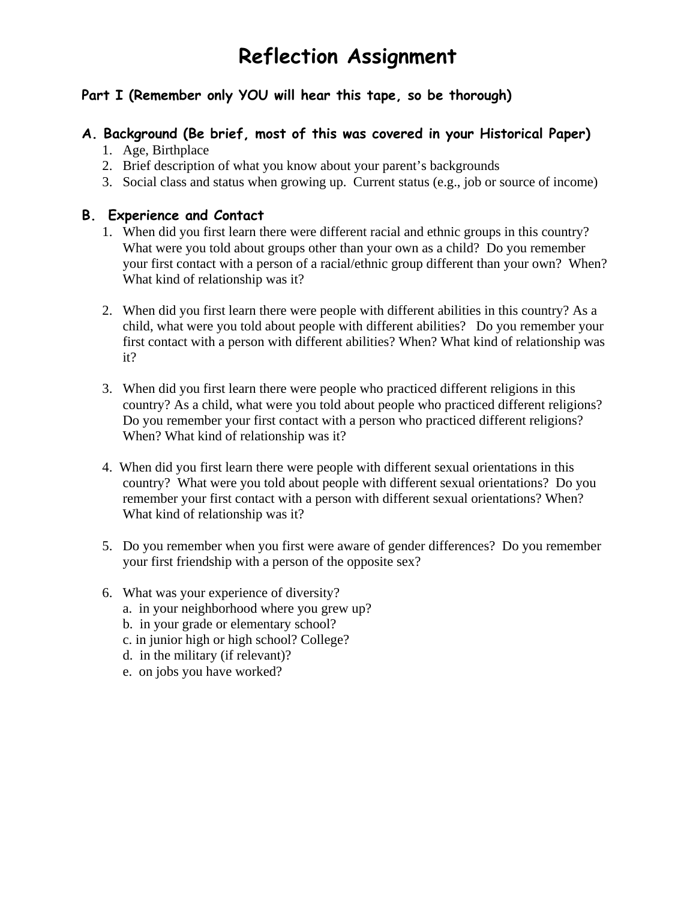# Reflection Assignment

**Part I (Remember only YOU will hear this tape, so be thorough)**

## A. Background (Be brief, most of this was covered in your Historical Paper)

1. Age, Birthplace
2. Brief description of what you know about your parent's backgrounds
3. Social class and status when growing up. Current status (e.g., job or source of income)

## B. Experience and Contact

1. When did you first learn there were different racial and ethnic groups in this country? What were you told about groups other than your own as a child? Do you remember your first contact with a person of a racial/ethnic group different than your own? When? What kind of relationship was it?

2. When did you first learn there were people with different abilities in this country? As a child, what were you told about people with different abilities? Do you remember your first contact with a person with different abilities? When? What kind of relationship was it?

3. When did you first learn there were people who practiced different religions in this country? As a child, what were you told about people who practiced different religions? Do you remember your first contact with a person who practiced different religions? When? What kind of relationship was it?

4. When did you first learn there were people with different sexual orientations in this country? What were you told about people with different sexual orientations? Do you remember your first contact with a person with different sexual orientations? When? What kind of relationship was it?

5. Do you remember when you first were aware of gender differences? Do you remember your first friendship with a person of the opposite sex?

6. What was your experience of diversity?
   a. in your neighborhood where you grew up?
   b. in your grade or elementary school?
   c. in junior high or high school? College?
   d. in the military (if relevant)?
   e. on jobs you have worked?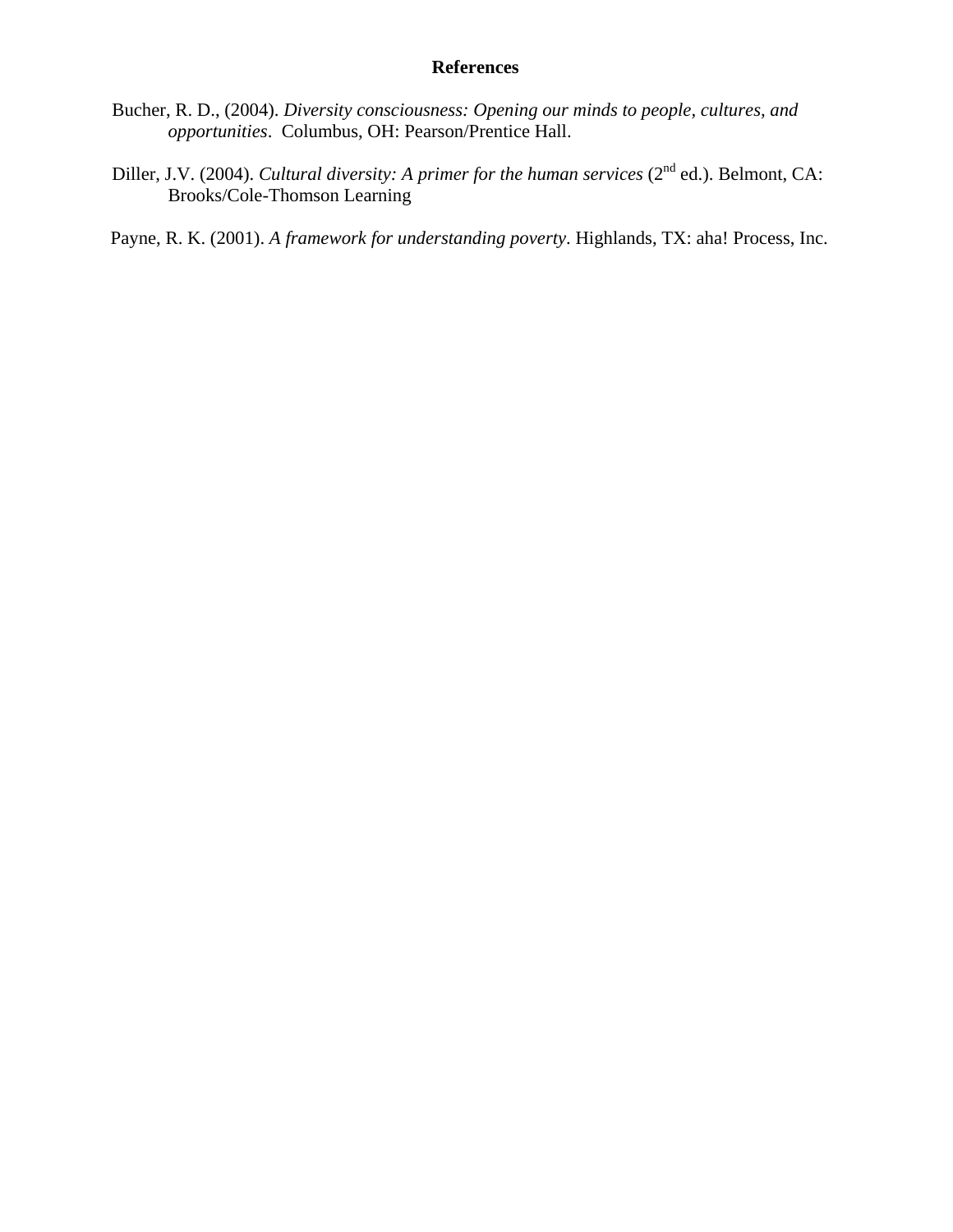# References

Bucher, R. D., (2004). *Diversity consciousness: Opening our minds to people, cultures, and opportunities*. Columbus, OH: Pearson/Prentice Hall.

Diller, J.V. (2004). *Cultural diversity: A primer for the human services* (2nd ed.). Belmont, CA: Brooks/Cole-Thomson Learning

Payne, R. K. (2001). *A framework for understanding poverty*. Highlands, TX: aha! Process, Inc.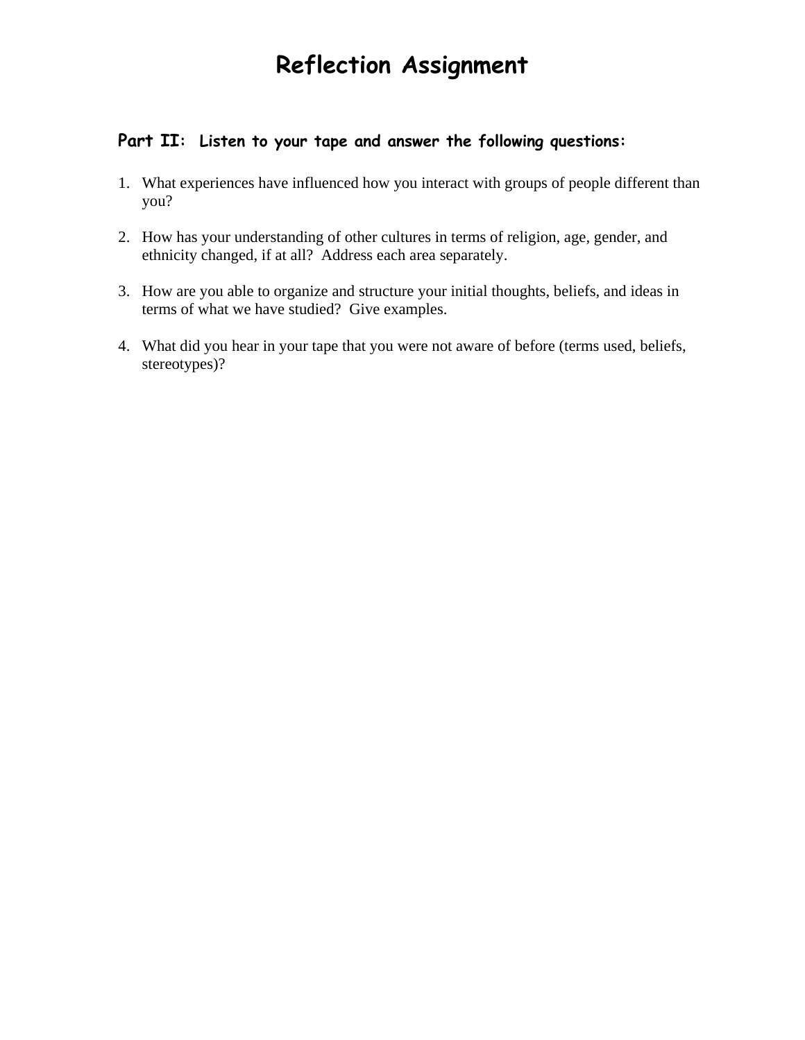# Reflection Assignment

### Part II: Listen to your tape and answer the following questions:

1. What experiences have influenced how you interact with groups of people different than you?

2. How has your understanding of other cultures in terms of religion, age, gender, and ethnicity changed, if at all? Address each area separately.

3. How are you able to organize and structure your initial thoughts, beliefs, and ideas in terms of what we have studied? Give examples.

4. What did you hear in your tape that you were not aware of before (terms used, beliefs, stereotypes)?